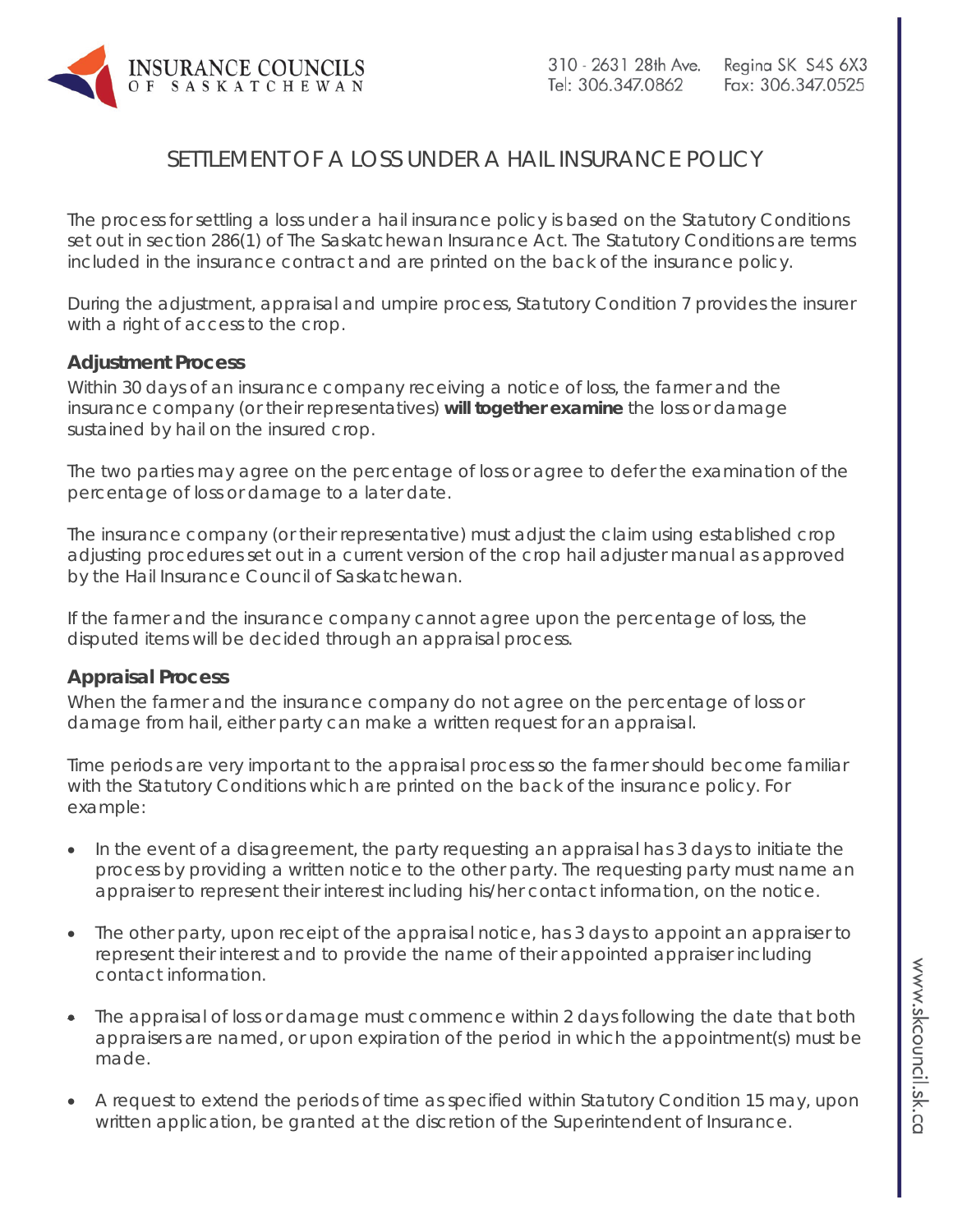# SETTLEMENT OF A LOSS UNDER A HAIL INSURANCE POLICY

The process for settling a loss under a hail insurance policy is based on the Statutory Conditions set out in section 286(1) of The Saskatchewan Insurance Act. The Statutory Conditions are terms included in the insurance contract and are printed on the back of the insurance policy.

During the adjustment, appraisal and umpire process, Statutory Condition 7 provides the insurer with a right of access to the crop.

### Adjustment Process

Within 30 days of an insurance company receiving a notice of loss, the farmer and the insurance company (or their representatives) **will together examine** the loss or damage sustained by hail on the insured crop.

The two parties may agree on the percentage of loss or agree to defer the examination of the percentage of loss or damage to a later date.

The insurance company (or their representative) must adjust the claim using established crop adjusting procedures set out in a current version of the crop hail adjuster manual as approved by the Hail Insurance Council of Saskatchewan.

If the farmer and the insurance company cannot agree upon the percentage of loss, the disputed items will be decided through an appraisal process.

### Appraisal Process

When the farmer and the insurance company do not agree on the percentage of loss or damage from hail, either party can make a written request for an appraisal.

Time periods are very important to the appraisal process so the farmer should become familiar with the Statutory Conditions which are printed on the back of the insurance policy. For example:

- In the event of a disagreement, the party requesting an appraisal has 3 days to initiate the process by providing a written notice to the other party. The requesting party must name an appraiser to represent their interest including his/her contact information, on the notice.
- The other party, upon receipt of the appraisal notice, has 3 days to appoint an appraiser to represent their interest and to provide the name of their appointed appraiser including contact information.
- The appraisal of loss or damage must commence within 2 days following the date that both appraisers are named, or upon expiration of the period in which the appointment(s) must be made.
- A request to extend the periods of time as specified within Statutory Condition 15 may, upon written application, be granted at the discretion of the Superintendent of Insurance.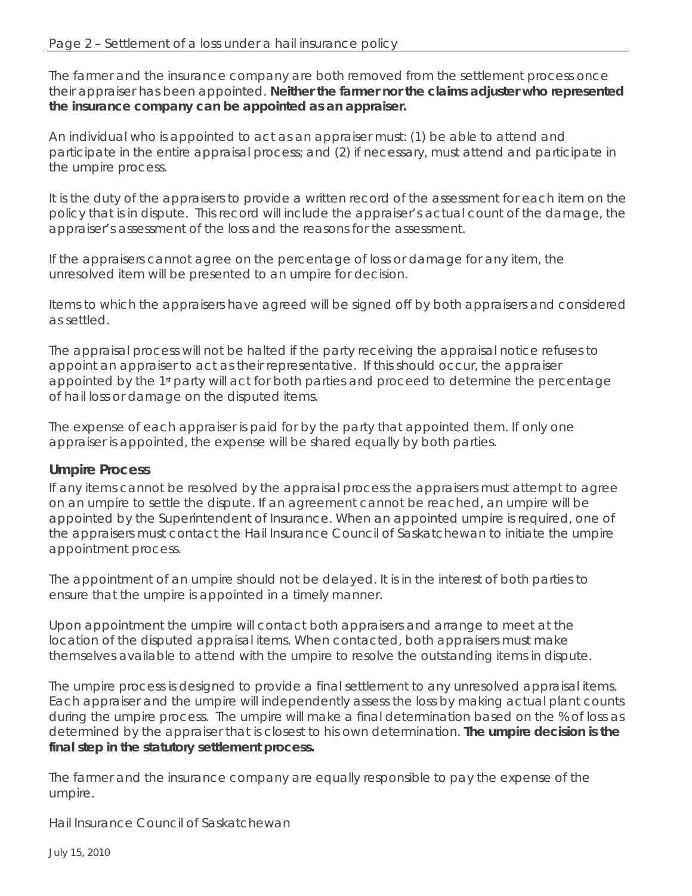The farmer and the insurance company are both removed from the settlement process once their appraiser has been appointed. **Neither the farmer nor the claims adjuster who represented the insurance company can be appointed as an appraiser.**

An individual who is appointed to act as an appraiser must: (1) be able to attend and participate in the entire appraisal process; and (2) if necessary, must attend and participate in the umpire process.

It is the duty of the appraisers to provide a written record of the assessment for each item on the policy that is in dispute. This record will include the appraiser's actual count of the damage, the appraiser's assessment of the loss and the reasons for the assessment.

If the appraisers cannot agree on the percentage of loss or damage for any item, the unresolved item will be presented to an umpire for decision.

Items to which the appraisers have agreed will be signed off by both appraisers and considered as settled.

The appraisal process will not be halted if the party receiving the appraisal notice refuses to appoint an appraiser to act as their representative. If this should occur, the appraiser appointed by the 1st party will act for both parties and proceed to determine the percentage of hail loss or damage on the disputed items.

The expense of each appraiser is paid for by the party that appointed them. If only one appraiser is appointed, the expense will be shared equally by both parties.

## Umpire Process

If any items cannot be resolved by the appraisal process the appraisers must attempt to agree on an umpire to settle the dispute. If an agreement cannot be reached, an umpire will be appointed by the Superintendent of Insurance. When an appointed umpire is required, one of the appraisers must contact the Hail Insurance Council of Saskatchewan to initiate the umpire appointment process.

The appointment of an umpire should not be delayed. It is in the interest of both parties to ensure that the umpire is appointed in a timely manner.

Upon appointment the umpire will contact both appraisers and arrange to meet at the location of the disputed appraisal items. When contacted, both appraisers must make themselves available to attend with the umpire to resolve the outstanding items in dispute.

The umpire process is designed to provide a final settlement to any unresolved appraisal items. Each appraiser and the umpire will independently assess the loss by making actual plant counts during the umpire process. The umpire will make a final determination based on the % of loss as determined by the appraiser that is closest to his own determination. **The umpire decision is the final step in the statutory settlement process.**

The farmer and the insurance company are equally responsible to pay the expense of the umpire.

Hail Insurance Council of Saskatchewan

July 15, 2010